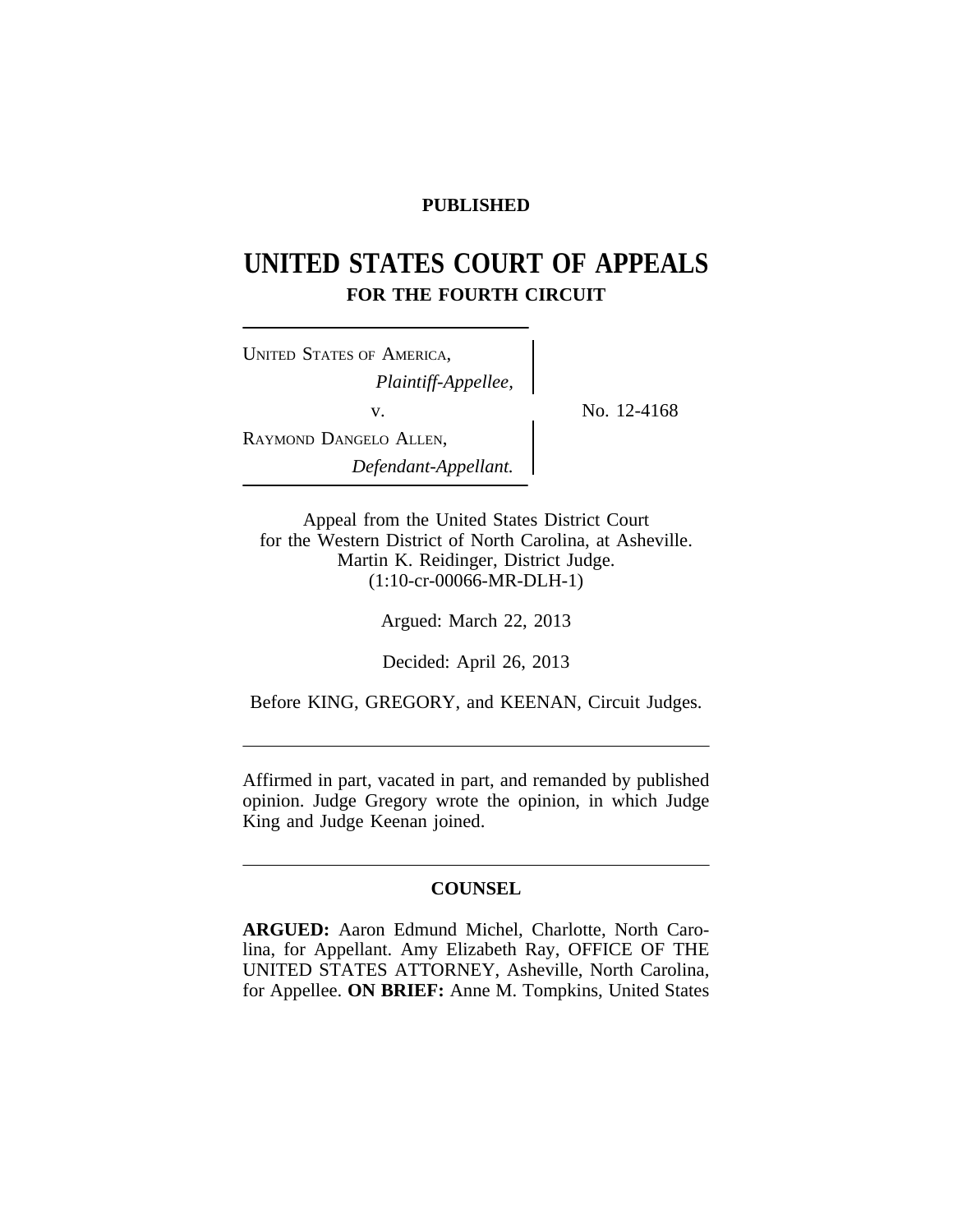**PUBLISHED**

# UNITED STATES COURT OF APPEALS
## FOR THE FOURTH CIRCUIT

UNITED STATES OF AMERICA,
*Plaintiff-Appellee,*

v.

RAYMOND DANGELO ALLEN,
*Defendant-Appellant.*

No. 12-4168

Appeal from the United States District Court
for the Western District of North Carolina, at Asheville.
Martin K. Reidinger, District Judge.
(1:10-cr-00066-MR-DLH-1)

Argued: March 22, 2013

Decided: April 26, 2013

Before KING, GREGORY, and KEENAN, Circuit Judges.

---

Affirmed in part, vacated in part, and remanded by published opinion. Judge Gregory wrote the opinion, in which Judge King and Judge Keenan joined.

---

**COUNSEL**

**ARGUED:** Aaron Edmund Michel, Charlotte, North Carolina, for Appellant. Amy Elizabeth Ray, OFFICE OF THE UNITED STATES ATTORNEY, Asheville, North Carolina, for Appellee. **ON BRIEF:** Anne M. Tompkins, United States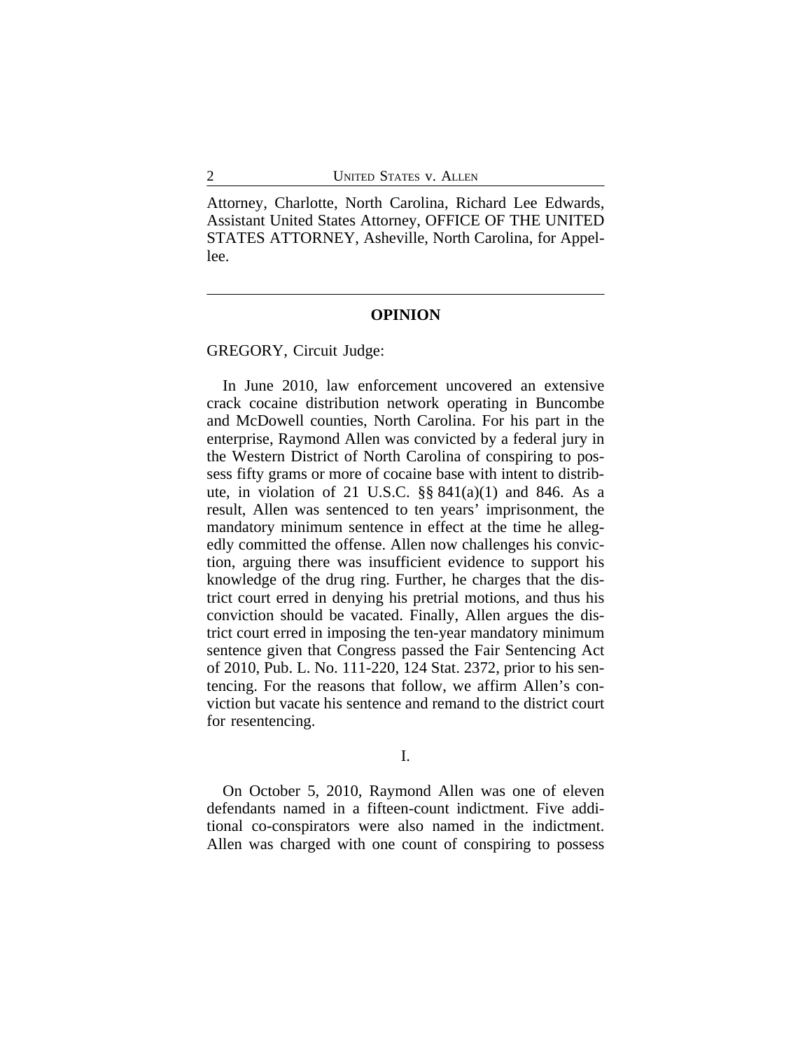Attorney, Charlotte, North Carolina, Richard Lee Edwards, Assistant United States Attorney, OFFICE OF THE UNITED STATES ATTORNEY, Asheville, North Carolina, for Appellee.

---

## OPINION

GREGORY, Circuit Judge:

In June 2010, law enforcement uncovered an extensive crack cocaine distribution network operating in Buncombe and McDowell counties, North Carolina. For his part in the enterprise, Raymond Allen was convicted by a federal jury in the Western District of North Carolina of conspiring to possess fifty grams or more of cocaine base with intent to distribute, in violation of 21 U.S.C. §§ 841(a)(1) and 846. As a result, Allen was sentenced to ten years' imprisonment, the mandatory minimum sentence in effect at the time he allegedly committed the offense. Allen now challenges his conviction, arguing there was insufficient evidence to support his knowledge of the drug ring. Further, he charges that the district court erred in denying his pretrial motions, and thus his conviction should be vacated. Finally, Allen argues the district court erred in imposing the ten-year mandatory minimum sentence given that Congress passed the Fair Sentencing Act of 2010, Pub. L. No. 111-220, 124 Stat. 2372, prior to his sentencing. For the reasons that follow, we affirm Allen's conviction but vacate his sentence and remand to the district court for resentencing.

### I.

On October 5, 2010, Raymond Allen was one of eleven defendants named in a fifteen-count indictment. Five additional co-conspirators were also named in the indictment. Allen was charged with one count of conspiring to possess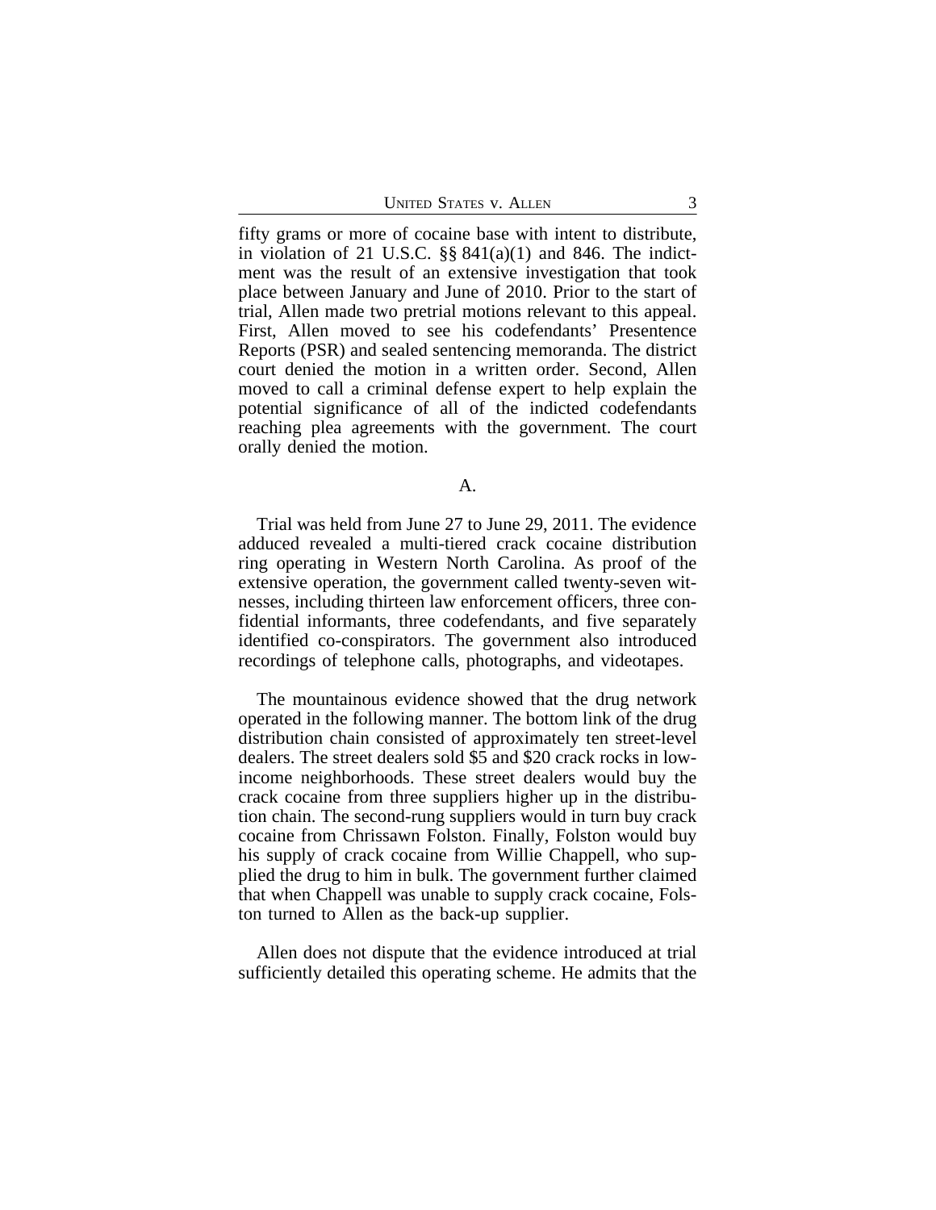fifty grams or more of cocaine base with intent to distribute, in violation of 21 U.S.C. §§ 841(a)(1) and 846. The indictment was the result of an extensive investigation that took place between January and June of 2010. Prior to the start of trial, Allen made two pretrial motions relevant to this appeal. First, Allen moved to see his codefendants' Presentence Reports (PSR) and sealed sentencing memoranda. The district court denied the motion in a written order. Second, Allen moved to call a criminal defense expert to help explain the potential significance of all of the indicted codefendants reaching plea agreements with the government. The court orally denied the motion.

A.

Trial was held from June 27 to June 29, 2011. The evidence adduced revealed a multi-tiered crack cocaine distribution ring operating in Western North Carolina. As proof of the extensive operation, the government called twenty-seven witnesses, including thirteen law enforcement officers, three confidential informants, three codefendants, and five separately identified co-conspirators. The government also introduced recordings of telephone calls, photographs, and videotapes.

The mountainous evidence showed that the drug network operated in the following manner. The bottom link of the drug distribution chain consisted of approximately ten street-level dealers. The street dealers sold $5 and $20 crack rocks in low-income neighborhoods. These street dealers would buy the crack cocaine from three suppliers higher up in the distribution chain. The second-rung suppliers would in turn buy crack cocaine from Chrissawn Folston. Finally, Folston would buy his supply of crack cocaine from Willie Chappell, who supplied the drug to him in bulk. The government further claimed that when Chappell was unable to supply crack cocaine, Folston turned to Allen as the back-up supplier.

Allen does not dispute that the evidence introduced at trial sufficiently detailed this operating scheme. He admits that the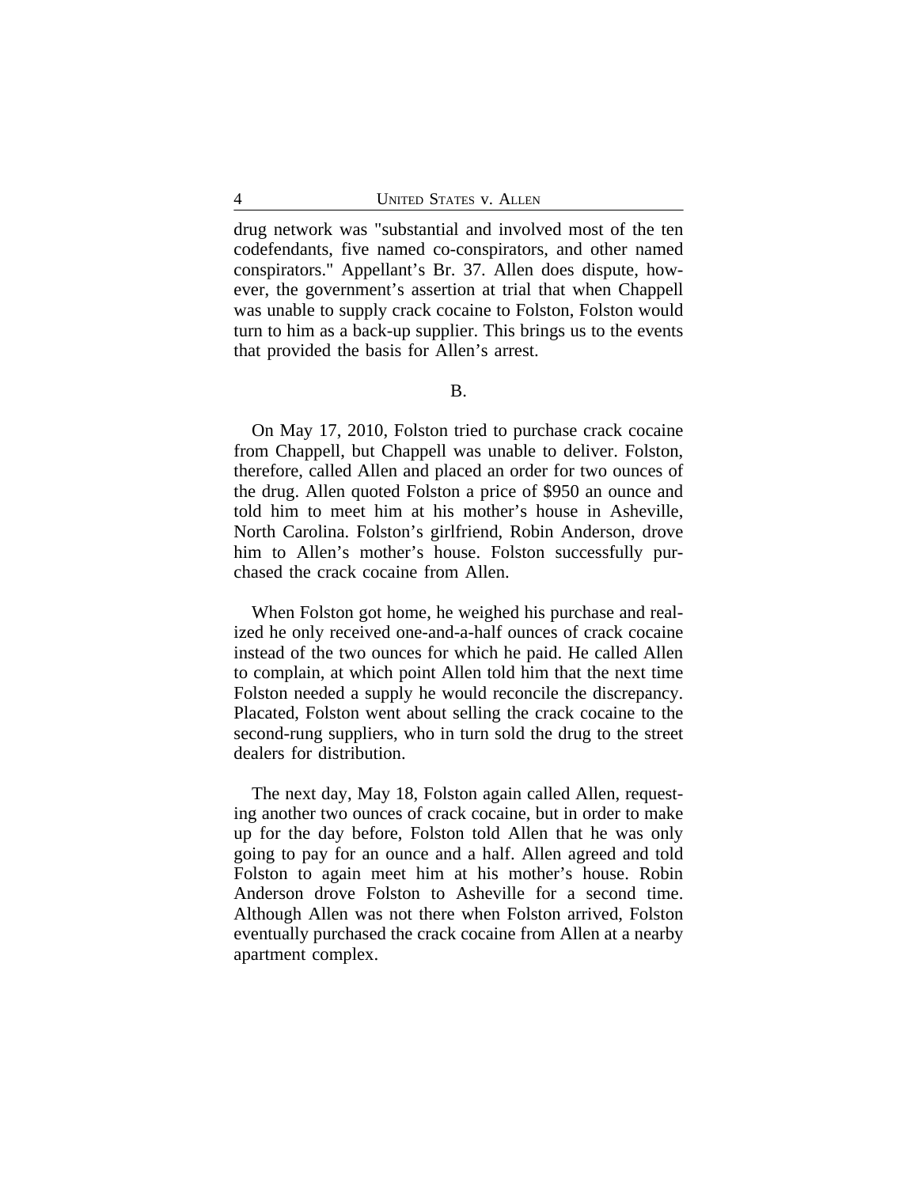drug network was "substantial and involved most of the ten codefendants, five named co-conspirators, and other named conspirators." Appellant's Br. 37. Allen does dispute, however, the government's assertion at trial that when Chappell was unable to supply crack cocaine to Folston, Folston would turn to him as a back-up supplier. This brings us to the events that provided the basis for Allen's arrest.

## B.

On May 17, 2010, Folston tried to purchase crack cocaine from Chappell, but Chappell was unable to deliver. Folston, therefore, called Allen and placed an order for two ounces of the drug. Allen quoted Folston a price of $950 an ounce and told him to meet him at his mother's house in Asheville, North Carolina. Folston's girlfriend, Robin Anderson, drove him to Allen's mother's house. Folston successfully purchased the crack cocaine from Allen.

When Folston got home, he weighed his purchase and realized he only received one-and-a-half ounces of crack cocaine instead of the two ounces for which he paid. He called Allen to complain, at which point Allen told him that the next time Folston needed a supply he would reconcile the discrepancy. Placated, Folston went about selling the crack cocaine to the second-rung suppliers, who in turn sold the drug to the street dealers for distribution.

The next day, May 18, Folston again called Allen, requesting another two ounces of crack cocaine, but in order to make up for the day before, Folston told Allen that he was only going to pay for an ounce and a half. Allen agreed and told Folston to again meet him at his mother's house. Robin Anderson drove Folston to Asheville for a second time. Although Allen was not there when Folston arrived, Folston eventually purchased the crack cocaine from Allen at a nearby apartment complex.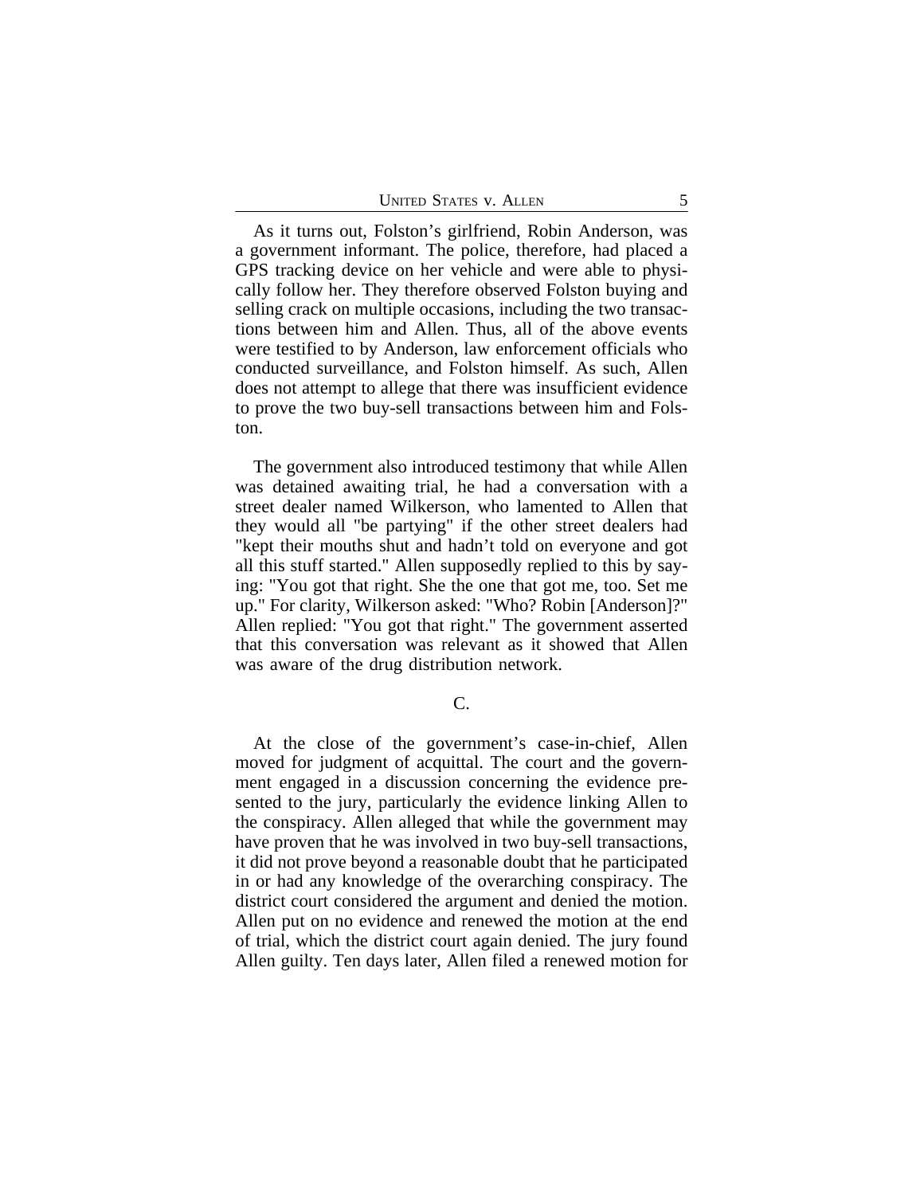As it turns out, Folston's girlfriend, Robin Anderson, was a government informant. The police, therefore, had placed a GPS tracking device on her vehicle and were able to physically follow her. They therefore observed Folston buying and selling crack on multiple occasions, including the two transactions between him and Allen. Thus, all of the above events were testified to by Anderson, law enforcement officials who conducted surveillance, and Folston himself. As such, Allen does not attempt to allege that there was insufficient evidence to prove the two buy-sell transactions between him and Folston.

The government also introduced testimony that while Allen was detained awaiting trial, he had a conversation with a street dealer named Wilkerson, who lamented to Allen that they would all "be partying" if the other street dealers had "kept their mouths shut and hadn't told on everyone and got all this stuff started." Allen supposedly replied to this by saying: "You got that right. She the one that got me, too. Set me up." For clarity, Wilkerson asked: "Who? Robin [Anderson]?" Allen replied: "You got that right." The government asserted that this conversation was relevant as it showed that Allen was aware of the drug distribution network.

C.

At the close of the government's case-in-chief, Allen moved for judgment of acquittal. The court and the government engaged in a discussion concerning the evidence presented to the jury, particularly the evidence linking Allen to the conspiracy. Allen alleged that while the government may have proven that he was involved in two buy-sell transactions, it did not prove beyond a reasonable doubt that he participated in or had any knowledge of the overarching conspiracy. The district court considered the argument and denied the motion. Allen put on no evidence and renewed the motion at the end of trial, which the district court again denied. The jury found Allen guilty. Ten days later, Allen filed a renewed motion for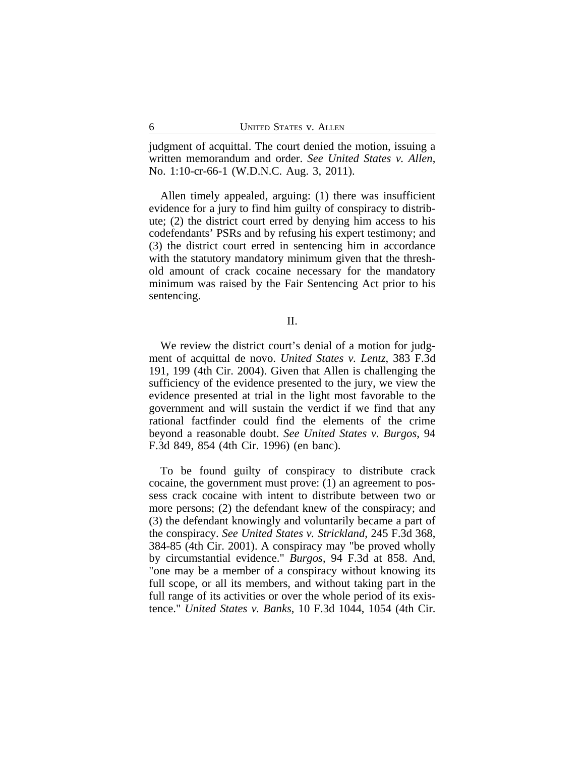judgment of acquittal. The court denied the motion, issuing a written memorandum and order. *See United States v. Allen*, No. 1:10-cr-66-1 (W.D.N.C. Aug. 3, 2011).

Allen timely appealed, arguing: (1) there was insufficient evidence for a jury to find him guilty of conspiracy to distribute; (2) the district court erred by denying him access to his codefendants' PSRs and by refusing his expert testimony; and (3) the district court erred in sentencing him in accordance with the statutory mandatory minimum given that the threshold amount of crack cocaine necessary for the mandatory minimum was raised by the Fair Sentencing Act prior to his sentencing.

## II.

We review the district court's denial of a motion for judgment of acquittal de novo. *United States v. Lentz*, 383 F.3d 191, 199 (4th Cir. 2004). Given that Allen is challenging the sufficiency of the evidence presented to the jury, we view the evidence presented at trial in the light most favorable to the government and will sustain the verdict if we find that any rational factfinder could find the elements of the crime beyond a reasonable doubt. *See United States v. Burgos*, 94 F.3d 849, 854 (4th Cir. 1996) (en banc).

To be found guilty of conspiracy to distribute crack cocaine, the government must prove: (1) an agreement to possess crack cocaine with intent to distribute between two or more persons; (2) the defendant knew of the conspiracy; and (3) the defendant knowingly and voluntarily became a part of the conspiracy. *See United States v. Strickland*, 245 F.3d 368, 384-85 (4th Cir. 2001). A conspiracy may "be proved wholly by circumstantial evidence." *Burgos*, 94 F.3d at 858. And, "one may be a member of a conspiracy without knowing its full scope, or all its members, and without taking part in the full range of its activities or over the whole period of its existence." *United States v. Banks*, 10 F.3d 1044, 1054 (4th Cir.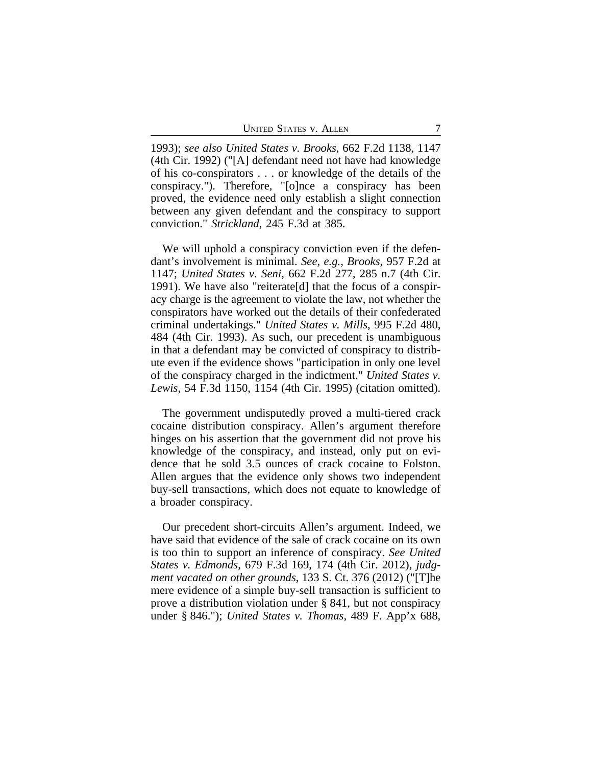1993); *see also United States v. Brooks*, 662 F.2d 1138, 1147 (4th Cir. 1992) ("[A] defendant need not have had knowledge of his co-conspirators . . . or knowledge of the details of the conspiracy."). Therefore, "[o]nce a conspiracy has been proved, the evidence need only establish a slight connection between any given defendant and the conspiracy to support conviction." *Strickland*, 245 F.3d at 385.

We will uphold a conspiracy conviction even if the defendant's involvement is minimal. *See, e.g.*, *Brooks*, 957 F.2d at 1147; *United States v. Seni*, 662 F.2d 277, 285 n.7 (4th Cir. 1991). We have also "reiterate[d] that the focus of a conspiracy charge is the agreement to violate the law, not whether the conspirators have worked out the details of their confederated criminal undertakings." *United States v. Mills*, 995 F.2d 480, 484 (4th Cir. 1993). As such, our precedent is unambiguous in that a defendant may be convicted of conspiracy to distribute even if the evidence shows "participation in only one level of the conspiracy charged in the indictment." *United States v. Lewis*, 54 F.3d 1150, 1154 (4th Cir. 1995) (citation omitted).

The government undisputedly proved a multi-tiered crack cocaine distribution conspiracy. Allen's argument therefore hinges on his assertion that the government did not prove his knowledge of the conspiracy, and instead, only put on evidence that he sold 3.5 ounces of crack cocaine to Folston. Allen argues that the evidence only shows two independent buy-sell transactions, which does not equate to knowledge of a broader conspiracy.

Our precedent short-circuits Allen's argument. Indeed, we have said that evidence of the sale of crack cocaine on its own is too thin to support an inference of conspiracy. *See United States v. Edmonds*, 679 F.3d 169, 174 (4th Cir. 2012), *judgment vacated on other grounds*, 133 S. Ct. 376 (2012) ("[T]he mere evidence of a simple buy-sell transaction is sufficient to prove a distribution violation under § 841, but not conspiracy under § 846."); *United States v. Thomas*, 489 F. App'x 688,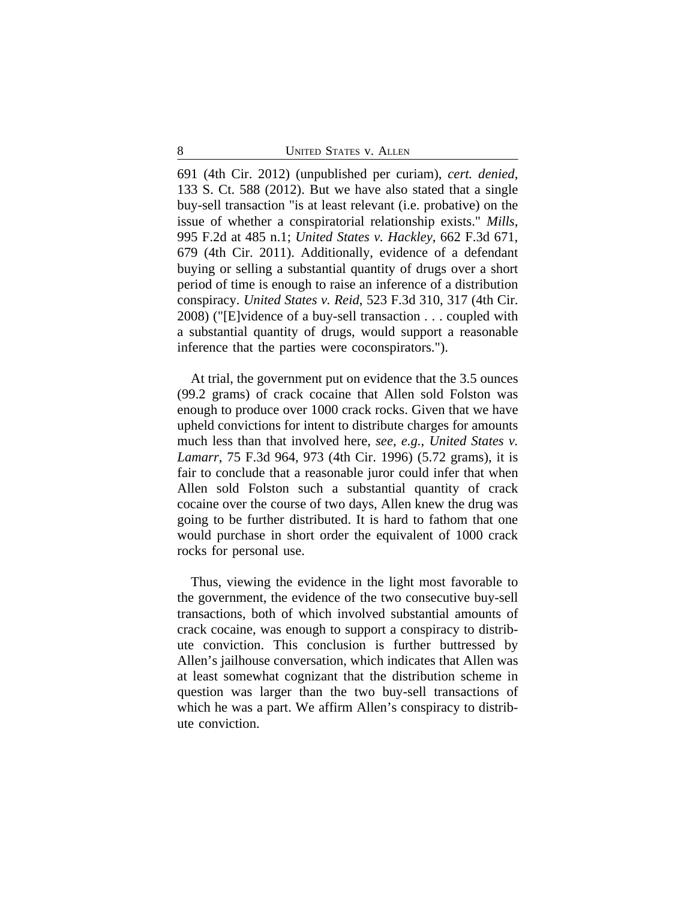691 (4th Cir. 2012) (unpublished per curiam), *cert. denied*, 133 S. Ct. 588 (2012). But we have also stated that a single buy-sell transaction "is at least relevant (i.e. probative) on the issue of whether a conspiratorial relationship exists." *Mills*, 995 F.2d at 485 n.1; *United States v. Hackley*, 662 F.3d 671, 679 (4th Cir. 2011). Additionally, evidence of a defendant buying or selling a substantial quantity of drugs over a short period of time is enough to raise an inference of a distribution conspiracy. *United States v. Reid*, 523 F.3d 310, 317 (4th Cir. 2008) ("[E]vidence of a buy-sell transaction . . . coupled with a substantial quantity of drugs, would support a reasonable inference that the parties were coconspirators.").

At trial, the government put on evidence that the 3.5 ounces (99.2 grams) of crack cocaine that Allen sold Folston was enough to produce over 1000 crack rocks. Given that we have upheld convictions for intent to distribute charges for amounts much less than that involved here, *see, e.g.*, *United States v. Lamarr*, 75 F.3d 964, 973 (4th Cir. 1996) (5.72 grams), it is fair to conclude that a reasonable juror could infer that when Allen sold Folston such a substantial quantity of crack cocaine over the course of two days, Allen knew the drug was going to be further distributed. It is hard to fathom that one would purchase in short order the equivalent of 1000 crack rocks for personal use.

Thus, viewing the evidence in the light most favorable to the government, the evidence of the two consecutive buy-sell transactions, both of which involved substantial amounts of crack cocaine, was enough to support a conspiracy to distribute conviction. This conclusion is further buttressed by Allen's jailhouse conversation, which indicates that Allen was at least somewhat cognizant that the distribution scheme in question was larger than the two buy-sell transactions of which he was a part. We affirm Allen's conspiracy to distribute conviction.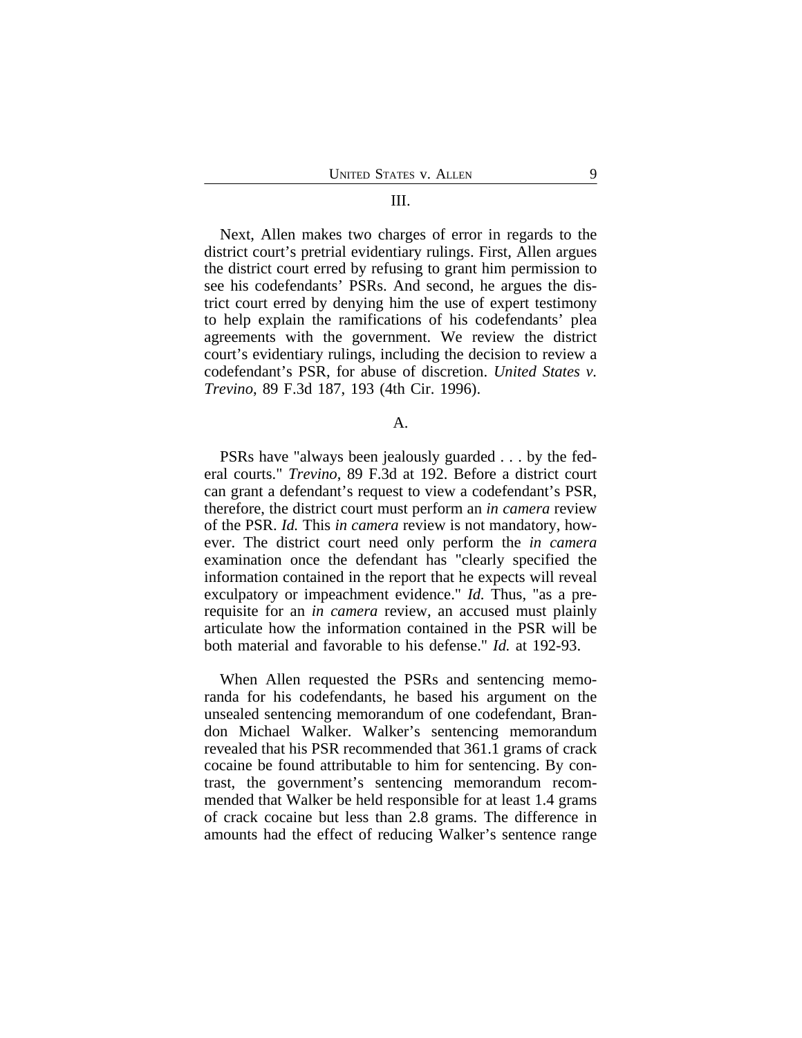### III.

Next, Allen makes two charges of error in regards to the district court's pretrial evidentiary rulings. First, Allen argues the district court erred by refusing to grant him permission to see his codefendants' PSRs. And second, he argues the district court erred by denying him the use of expert testimony to help explain the ramifications of his codefendants' plea agreements with the government. We review the district court's evidentiary rulings, including the decision to review a codefendant's PSR, for abuse of discretion. *United States v. Trevino*, 89 F.3d 187, 193 (4th Cir. 1996).

### A.

PSRs have "always been jealously guarded . . . by the federal courts." *Trevino*, 89 F.3d at 192. Before a district court can grant a defendant's request to view a codefendant's PSR, therefore, the district court must perform an *in camera* review of the PSR. *Id.* This *in camera* review is not mandatory, however. The district court need only perform the *in camera* examination once the defendant has "clearly specified the information contained in the report that he expects will reveal exculpatory or impeachment evidence." *Id.* Thus, "as a prerequisite for an *in camera* review, an accused must plainly articulate how the information contained in the PSR will be both material and favorable to his defense." *Id.* at 192-93.

When Allen requested the PSRs and sentencing memoranda for his codefendants, he based his argument on the unsealed sentencing memorandum of one codefendant, Brandon Michael Walker. Walker's sentencing memorandum revealed that his PSR recommended that 361.1 grams of crack cocaine be found attributable to him for sentencing. By contrast, the government's sentencing memorandum recommended that Walker be held responsible for at least 1.4 grams of crack cocaine but less than 2.8 grams. The difference in amounts had the effect of reducing Walker's sentence range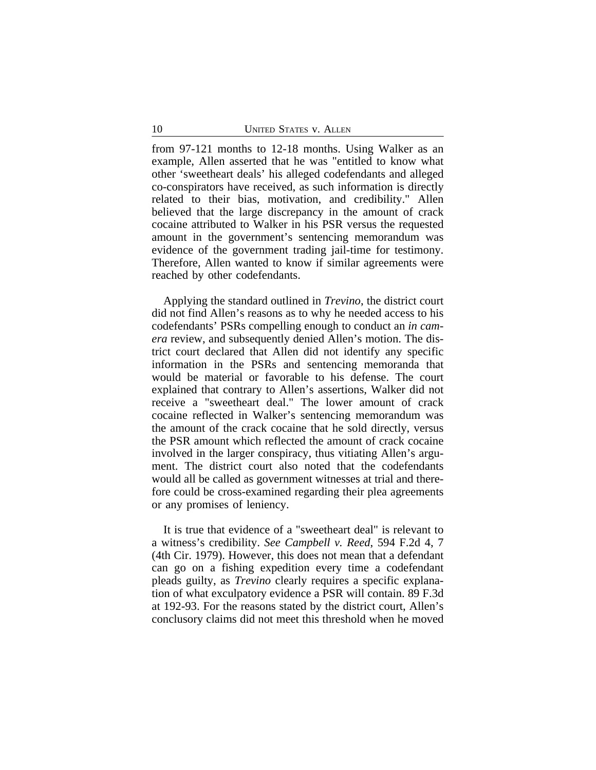from 97-121 months to 12-18 months. Using Walker as an example, Allen asserted that he was "entitled to know what other 'sweetheart deals' his alleged codefendants and alleged co-conspirators have received, as such information is directly related to their bias, motivation, and credibility." Allen believed that the large discrepancy in the amount of crack cocaine attributed to Walker in his PSR versus the requested amount in the government's sentencing memorandum was evidence of the government trading jail-time for testimony. Therefore, Allen wanted to know if similar agreements were reached by other codefendants.

Applying the standard outlined in *Trevino*, the district court did not find Allen's reasons as to why he needed access to his codefendants' PSRs compelling enough to conduct an *in camera* review, and subsequently denied Allen's motion. The district court declared that Allen did not identify any specific information in the PSRs and sentencing memoranda that would be material or favorable to his defense. The court explained that contrary to Allen's assertions, Walker did not receive a "sweetheart deal." The lower amount of crack cocaine reflected in Walker's sentencing memorandum was the amount of the crack cocaine that he sold directly, versus the PSR amount which reflected the amount of crack cocaine involved in the larger conspiracy, thus vitiating Allen's argument. The district court also noted that the codefendants would all be called as government witnesses at trial and therefore could be cross-examined regarding their plea agreements or any promises of leniency.

It is true that evidence of a "sweetheart deal" is relevant to a witness's credibility. *See Campbell v. Reed*, 594 F.2d 4, 7 (4th Cir. 1979). However, this does not mean that a defendant can go on a fishing expedition every time a codefendant pleads guilty, as *Trevino* clearly requires a specific explanation of what exculpatory evidence a PSR will contain. 89 F.3d at 192-93. For the reasons stated by the district court, Allen's conclusory claims did not meet this threshold when he moved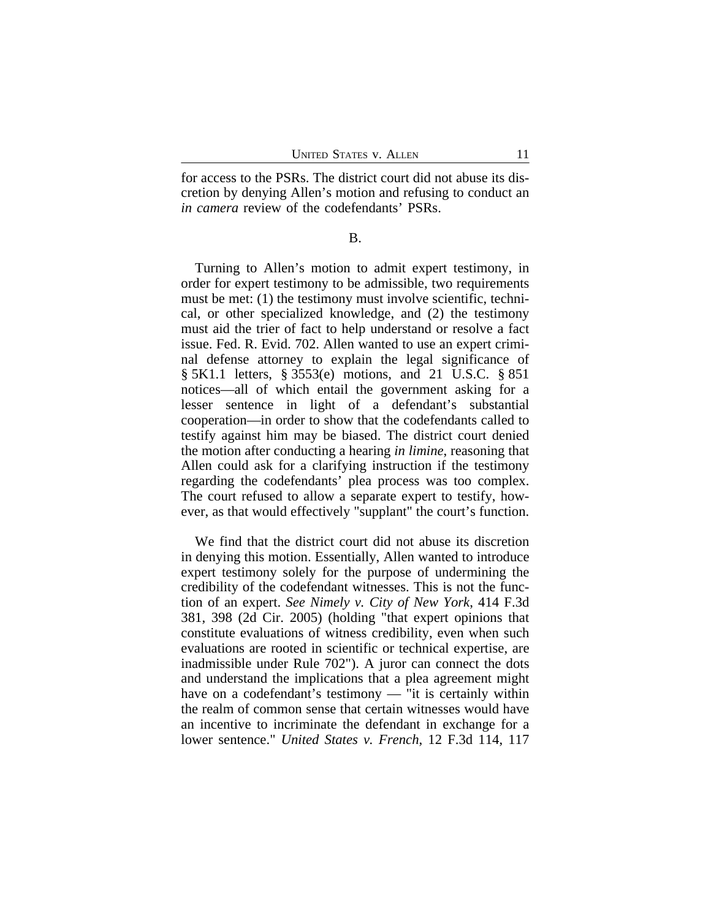for access to the PSRs. The district court did not abuse its discretion by denying Allen's motion and refusing to conduct an *in camera* review of the codefendants' PSRs.

B.

Turning to Allen's motion to admit expert testimony, in order for expert testimony to be admissible, two requirements must be met: (1) the testimony must involve scientific, technical, or other specialized knowledge, and (2) the testimony must aid the trier of fact to help understand or resolve a fact issue. Fed. R. Evid. 702. Allen wanted to use an expert criminal defense attorney to explain the legal significance of § 5K1.1 letters, § 3553(e) motions, and 21 U.S.C. § 851 notices—all of which entail the government asking for a lesser sentence in light of a defendant's substantial cooperation—in order to show that the codefendants called to testify against him may be biased. The district court denied the motion after conducting a hearing *in limine*, reasoning that Allen could ask for a clarifying instruction if the testimony regarding the codefendants' plea process was too complex. The court refused to allow a separate expert to testify, however, as that would effectively "supplant" the court's function.

We find that the district court did not abuse its discretion in denying this motion. Essentially, Allen wanted to introduce expert testimony solely for the purpose of undermining the credibility of the codefendant witnesses. This is not the function of an expert. *See Nimely v. City of New York*, 414 F.3d 381, 398 (2d Cir. 2005) (holding "that expert opinions that constitute evaluations of witness credibility, even when such evaluations are rooted in scientific or technical expertise, are inadmissible under Rule 702"). A juror can connect the dots and understand the implications that a plea agreement might have on a codefendant's testimony — "it is certainly within the realm of common sense that certain witnesses would have an incentive to incriminate the defendant in exchange for a lower sentence." *United States v. French*, 12 F.3d 114, 117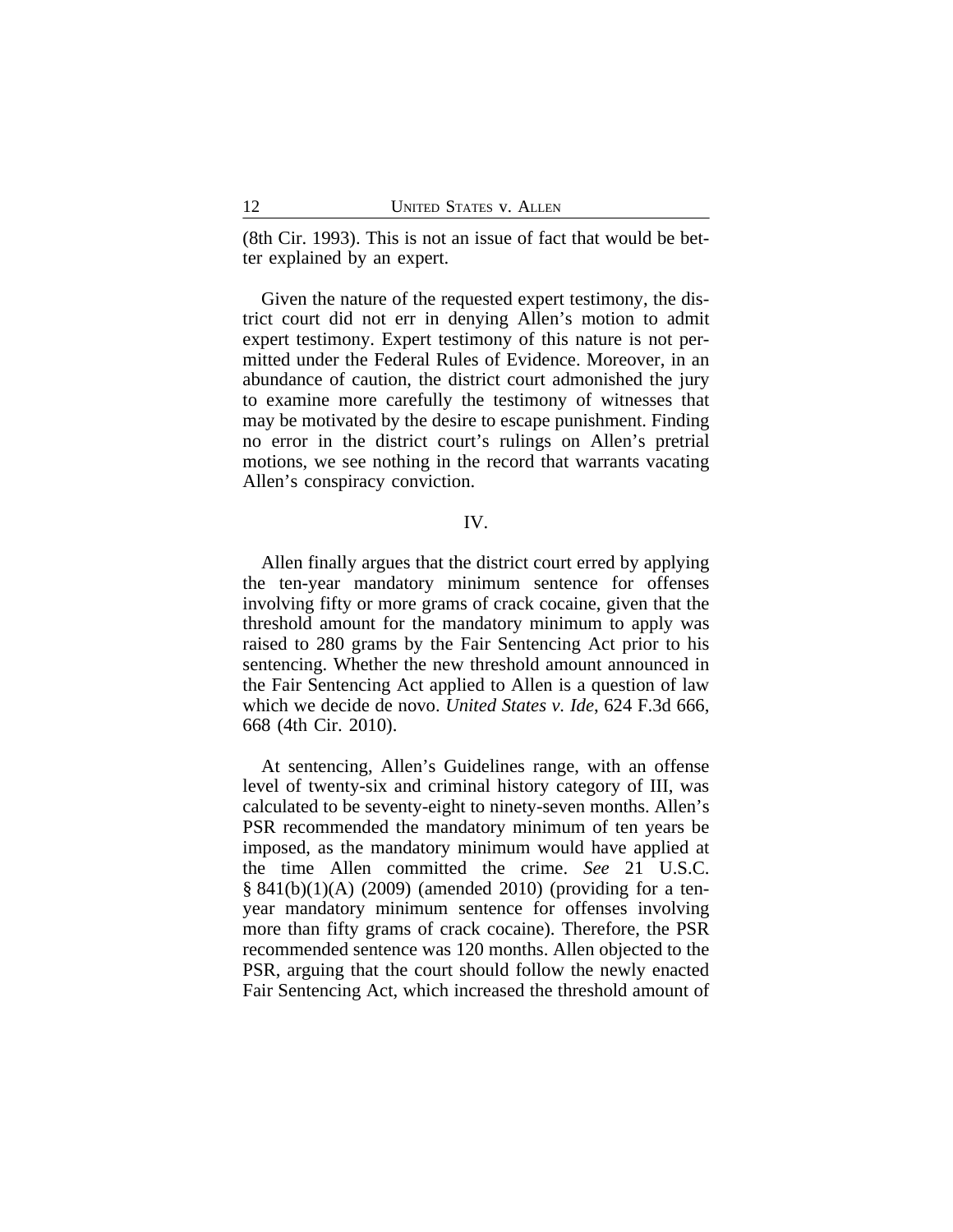(8th Cir. 1993). This is not an issue of fact that would be better explained by an expert.

Given the nature of the requested expert testimony, the district court did not err in denying Allen's motion to admit expert testimony. Expert testimony of this nature is not permitted under the Federal Rules of Evidence. Moreover, in an abundance of caution, the district court admonished the jury to examine more carefully the testimony of witnesses that may be motivated by the desire to escape punishment. Finding no error in the district court's rulings on Allen's pretrial motions, we see nothing in the record that warrants vacating Allen's conspiracy conviction.

## IV.

Allen finally argues that the district court erred by applying the ten-year mandatory minimum sentence for offenses involving fifty or more grams of crack cocaine, given that the threshold amount for the mandatory minimum to apply was raised to 280 grams by the Fair Sentencing Act prior to his sentencing. Whether the new threshold amount announced in the Fair Sentencing Act applied to Allen is a question of law which we decide de novo. *United States v. Ide*, 624 F.3d 666, 668 (4th Cir. 2010).

At sentencing, Allen's Guidelines range, with an offense level of twenty-six and criminal history category of III, was calculated to be seventy-eight to ninety-seven months. Allen's PSR recommended the mandatory minimum of ten years be imposed, as the mandatory minimum would have applied at the time Allen committed the crime. *See* 21 U.S.C. § 841(b)(1)(A) (2009) (amended 2010) (providing for a ten-year mandatory minimum sentence for offenses involving more than fifty grams of crack cocaine). Therefore, the PSR recommended sentence was 120 months. Allen objected to the PSR, arguing that the court should follow the newly enacted Fair Sentencing Act, which increased the threshold amount of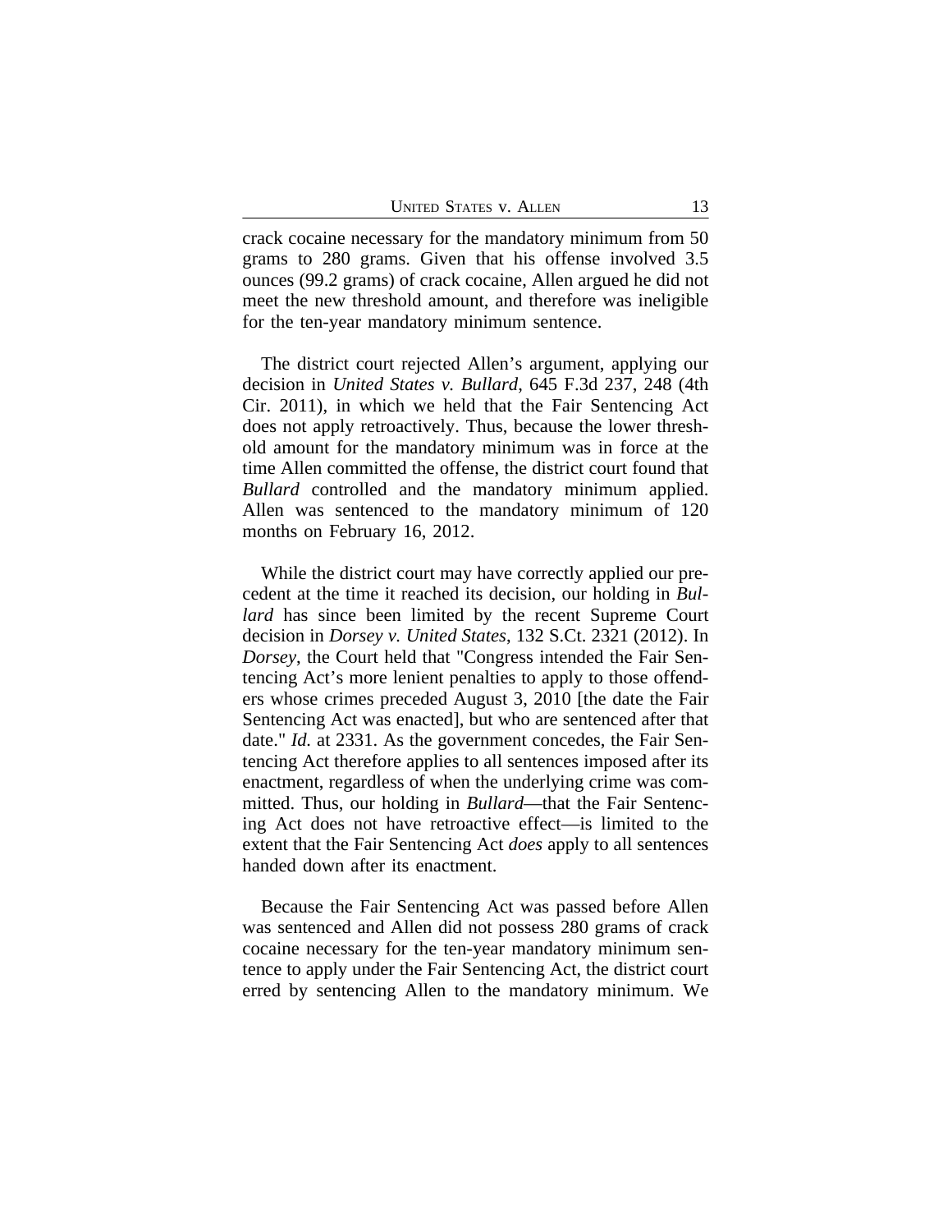crack cocaine necessary for the mandatory minimum from 50 grams to 280 grams. Given that his offense involved 3.5 ounces (99.2 grams) of crack cocaine, Allen argued he did not meet the new threshold amount, and therefore was ineligible for the ten-year mandatory minimum sentence.

The district court rejected Allen's argument, applying our decision in *United States v. Bullard*, 645 F.3d 237, 248 (4th Cir. 2011), in which we held that the Fair Sentencing Act does not apply retroactively. Thus, because the lower threshold amount for the mandatory minimum was in force at the time Allen committed the offense, the district court found that *Bullard* controlled and the mandatory minimum applied. Allen was sentenced to the mandatory minimum of 120 months on February 16, 2012.

While the district court may have correctly applied our precedent at the time it reached its decision, our holding in *Bullard* has since been limited by the recent Supreme Court decision in *Dorsey v. United States*, 132 S.Ct. 2321 (2012). In *Dorsey*, the Court held that "Congress intended the Fair Sentencing Act's more lenient penalties to apply to those offenders whose crimes preceded August 3, 2010 [the date the Fair Sentencing Act was enacted], but who are sentenced after that date." *Id.* at 2331. As the government concedes, the Fair Sentencing Act therefore applies to all sentences imposed after its enactment, regardless of when the underlying crime was committed. Thus, our holding in *Bullard*—that the Fair Sentencing Act does not have retroactive effect—is limited to the extent that the Fair Sentencing Act *does* apply to all sentences handed down after its enactment.

Because the Fair Sentencing Act was passed before Allen was sentenced and Allen did not possess 280 grams of crack cocaine necessary for the ten-year mandatory minimum sentence to apply under the Fair Sentencing Act, the district court erred by sentencing Allen to the mandatory minimum. We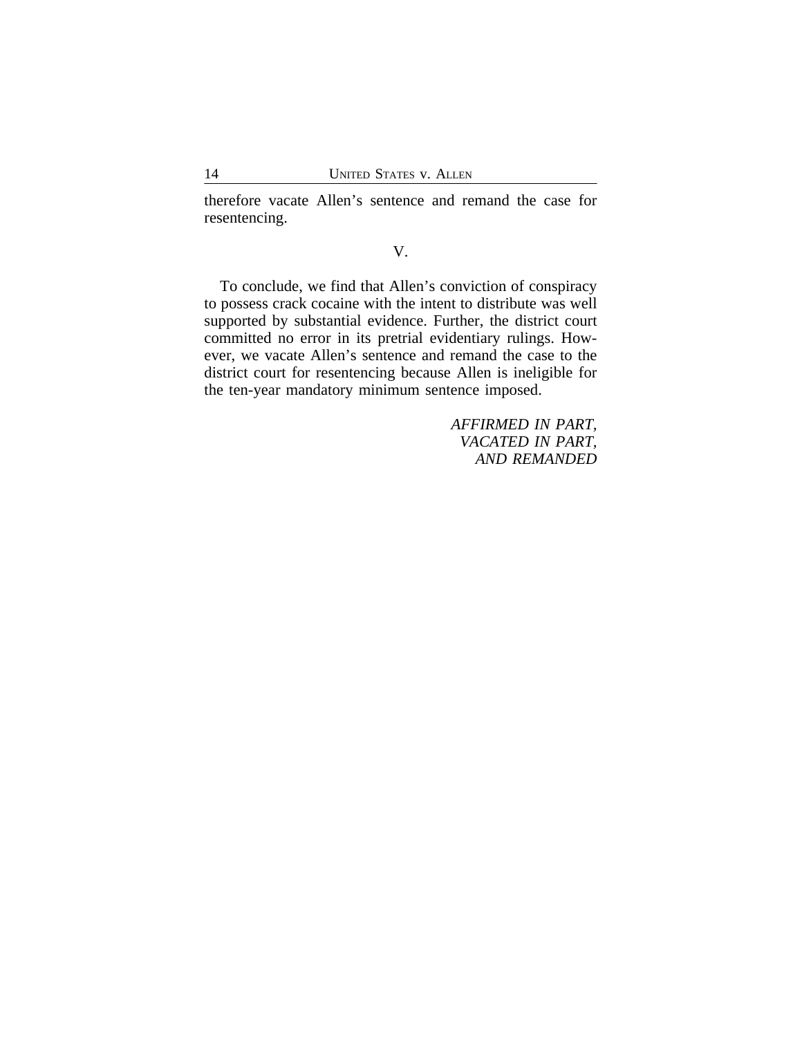therefore vacate Allen's sentence and remand the case for resentencing.

## V.

To conclude, we find that Allen's conviction of conspiracy to possess crack cocaine with the intent to distribute was well supported by substantial evidence. Further, the district court committed no error in its pretrial evidentiary rulings. However, we vacate Allen's sentence and remand the case to the district court for resentencing because Allen is ineligible for the ten-year mandatory minimum sentence imposed.

*AFFIRMED IN PART,*
*VACATED IN PART,*
*AND REMANDED*